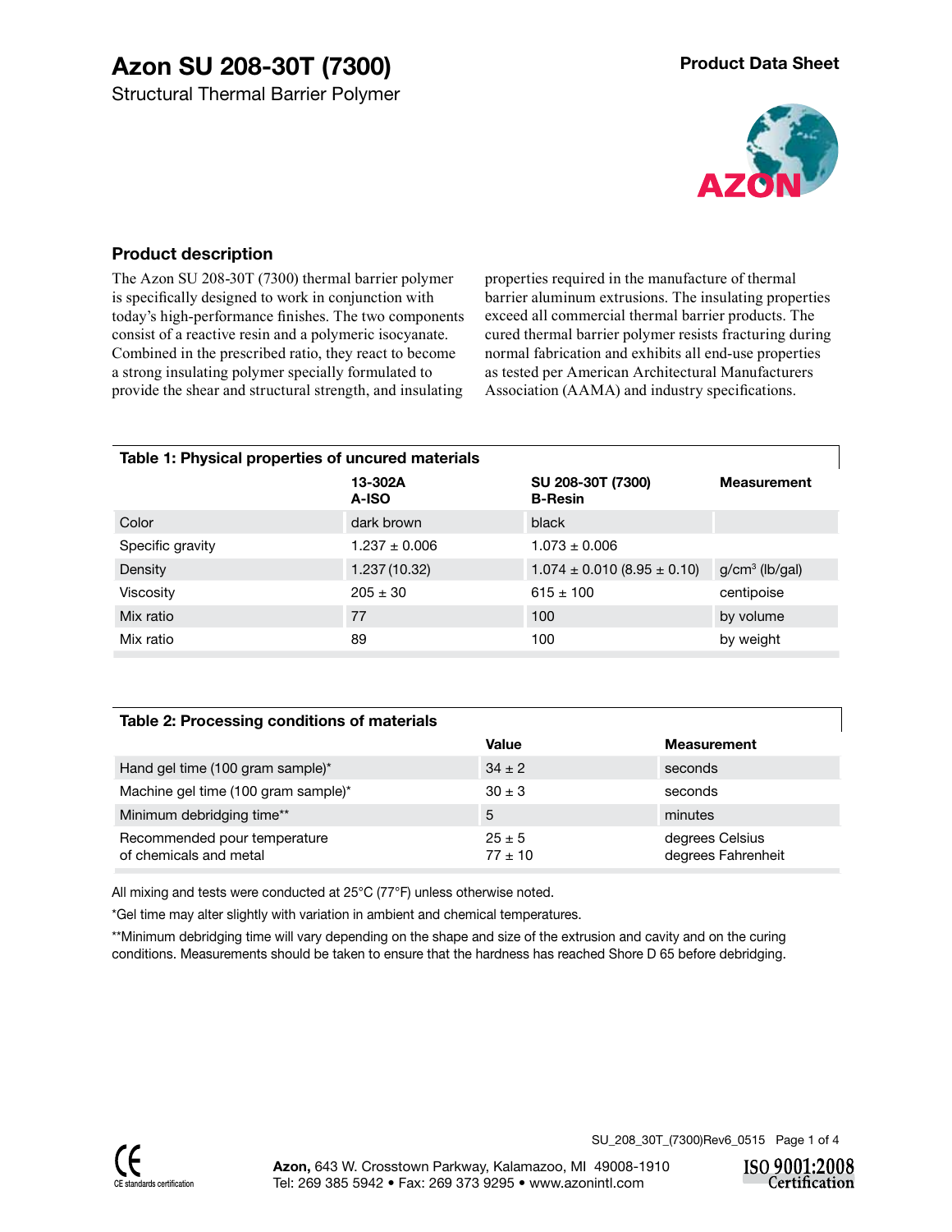# Azon SU 208-30T (7300)

Structural Thermal Barrier Polymer

Product Data Sheet

## Product description

The Azon SU 208-30T (7300) thermal barrier polymer is specifically designed to work in conjunction with today's high-performance finishes. The two components consist of a reactive resin and a polymeric isocyanate. Combined in the prescribed ratio, they react to become a strong insulating polymer specially formulated to provide the shear and structural strength, and insulating properties required in the manufacture of thermal barrier aluminum extrusions. The insulating properties exceed all commercial thermal barrier products. The cured thermal barrier polymer resists fracturing during normal fabrication and exhibits all end-use properties as tested per American Architectural Manufacturers Association (AAMA) and industry specifications.

**Table 1: Physical properties of uncured materials**

| | 13-302A A-ISO | SU 208-30T (7300) B-Resin | Measurement |
|---|---|---|---|
| Color | dark brown | black | |
| Specific gravity | 1.237 ± 0.006 | 1.073 ± 0.006 | |
| Density | 1.237 (10.32) | 1.074 ± 0.010 (8.95 ± 0.10) | g/cm$^3$ (lb/gal) |
| Viscosity | 205 ± 30 | 615 ± 100 | centipoise |
| Mix ratio | 77 | 100 | by volume |
| Mix ratio | 89 | 100 | by weight |

**Table 2: Processing conditions of materials**

| | Value | Measurement |
|---|---|---|
| Hand gel time (100 gram sample)* | 34 ± 2 | seconds |
| Machine gel time (100 gram sample)* | 30 ± 3 | seconds |
| Minimum debridging time** | 5 | minutes |
| Recommended pour temperature of chemicals and metal | 25 ± 5<br>77 ± 10 | degrees Celsius<br>degrees Fahrenheit |

All mixing and tests were conducted at 25°C (77°F) unless otherwise noted.

*Gel time may alter slightly with variation in ambient and chemical temperatures.

**Minimum debridging time will vary depending on the shape and size of the extrusion and cavity and on the curing conditions. Measurements should be taken to ensure that the hardness has reached Shore D 65 before debridging.

SU_208_30T_(7300)Rev6_0515

CE standards certification

**Azon,** 643 W. Crosstown Parkway, Kalamazoo, MI 49008-1910
Tel: 269 385 5942 • Fax: 269 373 9295 • www.azonintl.com

ISO 9001:2008 Certification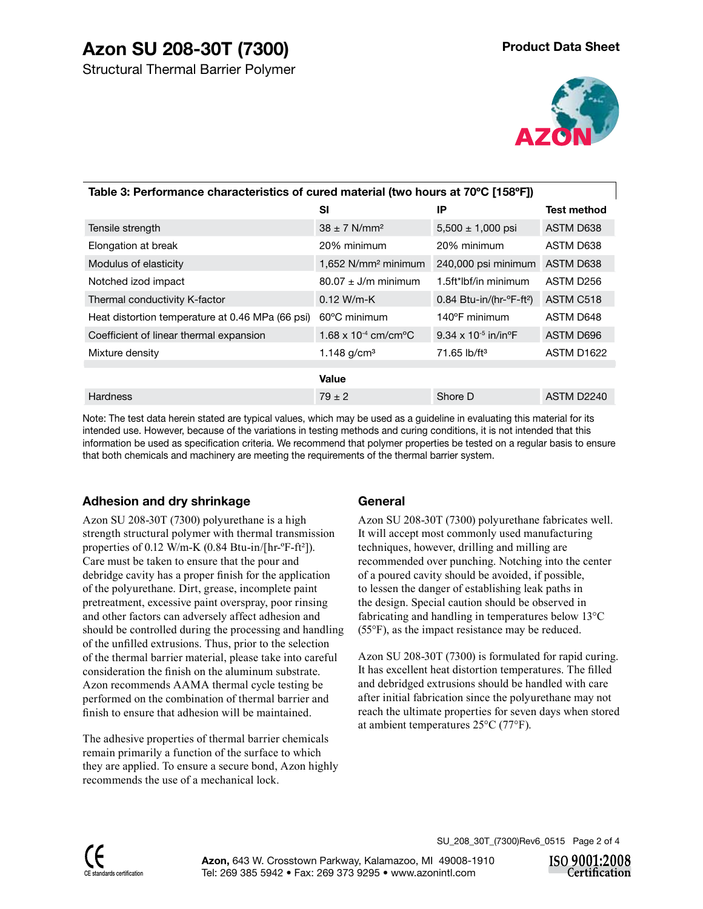# Azon SU 208-30T (7300)

Structural Thermal Barrier Polymer

**Product Data Sheet**

**Table 3: Performance characteristics of cured material (two hours at 70°C [158°F])**

| | SI | IP | Test method |
|---|---|---|---|
| Tensile strength | 38 ± 7 N/mm² | 5,500 ± 1,000 psi | ASTM D638 |
| Elongation at break | 20% minimum | 20% minimum | ASTM D638 |
| Modulus of elasticity | 1,652 N/mm² minimum | 240,000 psi minimum | ASTM D638 |
| Notched izod impact | 80.07 ± J/m minimum | 1.5ft*lbf/in minimum | ASTM D256 |
| Thermal conductivity K-factor | 0.12 W/m-K | 0.84 Btu-in/(hr-°F-ft²) | ASTM C518 |
| Heat distortion temperature at 0.46 MPa (66 psi) | 60°C minimum | 140°F minimum | ASTM D648 |
| Coefficient of linear thermal expansion | $1.68 \times 10^{-4}$ cm/cm°C | $9.34 \times 10^{-5}$ in/in°F | ASTM D696 |
| Mixture density | 1.148 g/cm³ | 71.65 lb/ft³ | ASTM D1622 |
| | **Value** | | |
| Hardness | 79 ± 2 | Shore D | ASTM D2240 |

Note: The test data herein stated are typical values, which may be used as a guideline in evaluating this material for its intended use. However, because of the variations in testing methods and curing conditions, it is not intended that this information be used as specification criteria. We recommend that polymer properties be tested on a regular basis to ensure that both chemicals and machinery are meeting the requirements of the thermal barrier system.

## Adhesion and dry shrinkage

Azon SU 208-30T (7300) polyurethane is a high strength structural polymer with thermal transmission properties of 0.12 W/m-K (0.84 Btu-in/[hr-°F-ft²]). Care must be taken to ensure that the pour and debridge cavity has a proper finish for the application of the polyurethane. Dirt, grease, incomplete paint pretreatment, excessive paint overspray, poor rinsing and other factors can adversely affect adhesion and should be controlled during the processing and handling of the unfilled extrusions. Thus, prior to the selection of the thermal barrier material, please take into careful consideration the finish on the aluminum substrate. Azon recommends AAMA thermal cycle testing be performed on the combination of thermal barrier and finish to ensure that adhesion will be maintained.

The adhesive properties of thermal barrier chemicals remain primarily a function of the surface to which they are applied. To ensure a secure bond, Azon highly recommends the use of a mechanical lock.

## General

Azon SU 208-30T (7300) polyurethane fabricates well. It will accept most commonly used manufacturing techniques, however, drilling and milling are recommended over punching. Notching into the center of a poured cavity should be avoided, if possible, to lessen the danger of establishing leak paths in the design. Special caution should be observed in fabricating and handling in temperatures below 13°C (55°F), as the impact resistance may be reduced.

Azon SU 208-30T (7300) is formulated for rapid curing. It has excellent heat distortion temperatures. The filled and debridged extrusions should be handled with care after initial fabrication since the polyurethane may not reach the ultimate properties for seven days when stored at ambient temperatures 25°C (77°F).

SU_208_30T_(7300)Rev6_0515

CE standards certification

**Azon,** 643 W. Crosstown Parkway, Kalamazoo, MI 49008-1910
Tel: 269 385 5942 • Fax: 269 373 9295 • www.azonintl.com

ISO 9001:2008 Certification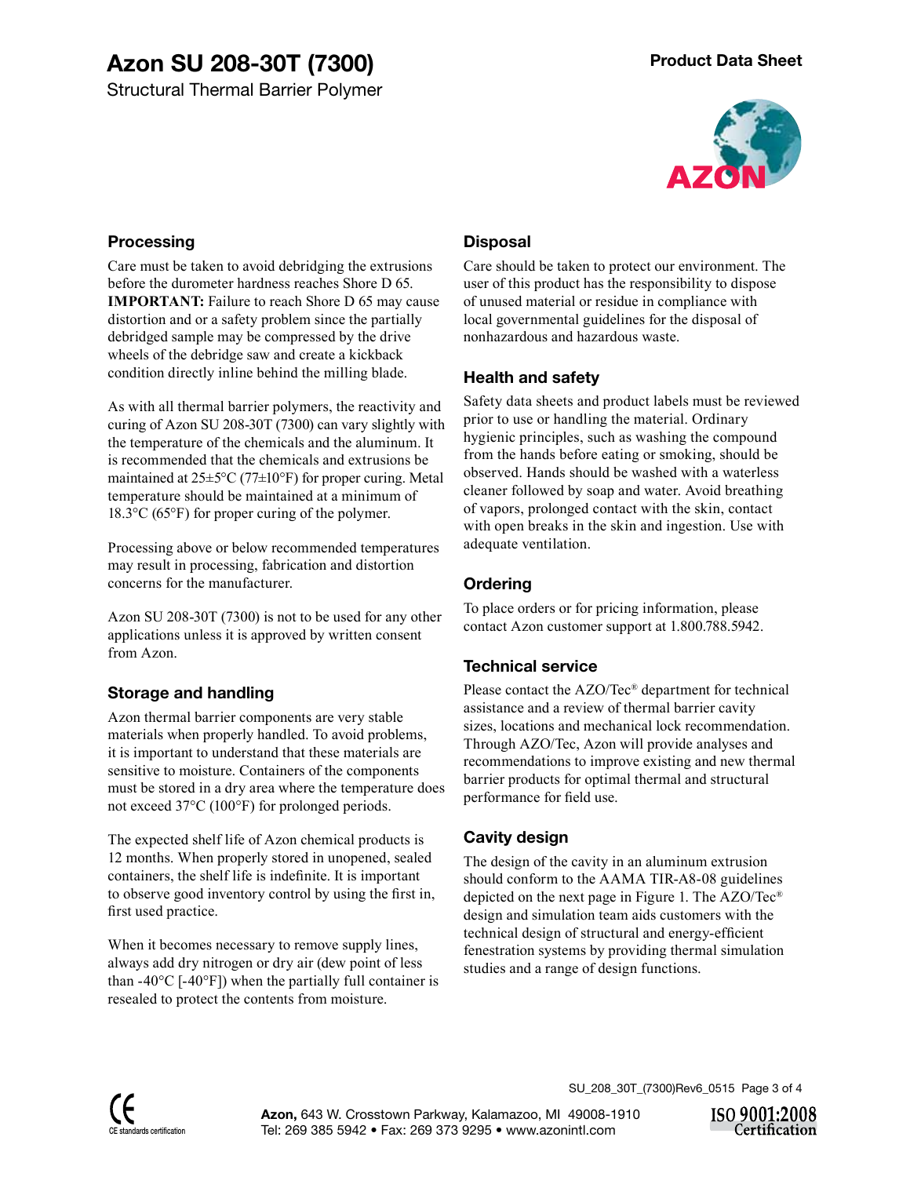# Azon SU 208-30T (7300)

Structural Thermal Barrier Polymer

**Product Data Sheet**

## Processing

Care must be taken to avoid debridging the extrusions before the durometer hardness reaches Shore D 65. **IMPORTANT:** Failure to reach Shore D 65 may cause distortion and or a safety problem since the partially debridged sample may be compressed by the drive wheels of the debridge saw and create a kickback condition directly inline behind the milling blade.

As with all thermal barrier polymers, the reactivity and curing of Azon SU 208-30T (7300) can vary slightly with the temperature of the chemicals and the aluminum. It is recommended that the chemicals and extrusions be maintained at 25±5°C (77±10°F) for proper curing. Metal temperature should be maintained at a minimum of 18.3°C (65°F) for proper curing of the polymer.

Processing above or below recommended temperatures may result in processing, fabrication and distortion concerns for the manufacturer.

Azon SU 208-30T (7300) is not to be used for any other applications unless it is approved by written consent from Azon.

## Storage and handling

Azon thermal barrier components are very stable materials when properly handled. To avoid problems, it is important to understand that these materials are sensitive to moisture. Containers of the components must be stored in a dry area where the temperature does not exceed 37°C (100°F) for prolonged periods.

The expected shelf life of Azon chemical products is 12 months. When properly stored in unopened, sealed containers, the shelf life is indefinite. It is important to observe good inventory control by using the first in, first used practice.

When it becomes necessary to remove supply lines, always add dry nitrogen or dry air (dew point of less than -40°C [-40°F]) when the partially full container is resealed to protect the contents from moisture.

## Disposal

Care should be taken to protect our environment. The user of this product has the responsibility to dispose of unused material or residue in compliance with local governmental guidelines for the disposal of nonhazardous and hazardous waste.

## Health and safety

Safety data sheets and product labels must be reviewed prior to use or handling the material. Ordinary hygienic principles, such as washing the compound from the hands before eating or smoking, should be observed. Hands should be washed with a waterless cleaner followed by soap and water. Avoid breathing of vapors, prolonged contact with the skin, contact with open breaks in the skin and ingestion. Use with adequate ventilation.

## Ordering

To place orders or for pricing information, please contact Azon customer support at 1.800.788.5942.

## Technical service

Please contact the AZO/Tec® department for technical assistance and a review of thermal barrier cavity sizes, locations and mechanical lock recommendation. Through AZO/Tec, Azon will provide analyses and recommendations to improve existing and new thermal barrier products for optimal thermal and structural performance for field use.

## Cavity design

The design of the cavity in an aluminum extrusion should conform to the AAMA TIR-A8-08 guidelines depicted on the next page in Figure 1. The AZO/Tec® design and simulation team aids customers with the technical design of structural and energy-efficient fenestration systems by providing thermal simulation studies and a range of design functions.

SU_208_30T_(7300)Rev6_0515

CE standards certification

**Azon,** 643 W. Crosstown Parkway, Kalamazoo, MI 49008-1910
Tel: 269 385 5942 • Fax: 269 373 9295 • www.azonintl.com

ISO 9001:2008 Certification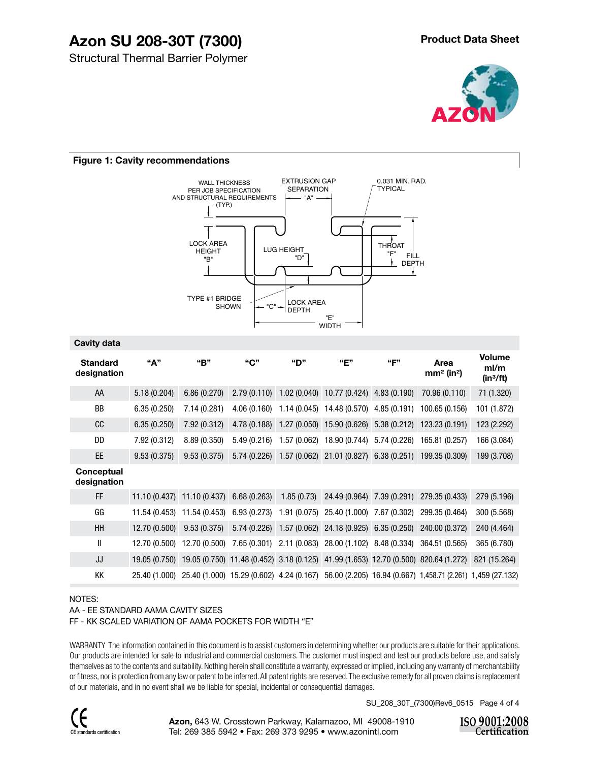# Azon SU 208-30T (7300)

Structural Thermal Barrier Polymer

**Product Data Sheet**

AZON

**Figure 1: Cavity recommendations**

WALL THICKNESS PER JOB SPECIFICATION AND STRUCTURAL REQUIREMENTS (TYP.)

EXTRUSION GAP SEPARATION "A"

0.031 MIN. RAD. TYPICAL

LOCK AREA HEIGHT "B"

LUG HEIGHT "D"

THROAT "F"

FILL DEPTH

TYPE #1 BRIDGE SHOWN

"C"

LOCK AREA DEPTH

"E" WIDTH

## Cavity data

| Standard designation | "A" | "B" | "C" | "D" | "E" | "F" | Area mm² (in²) | Volume ml/m (in³/ft) |
|---|---|---|---|---|---|---|---|---|
| AA | 5.18 (0.204) | 6.86 (0.270) | 2.79 (0.110) | 1.02 (0.040) | 10.77 (0.424) | 4.83 (0.190) | 70.96 (0.110) | 71 (1.320) |
| BB | 6.35 (0.250) | 7.14 (0.281) | 4.06 (0.160) | 1.14 (0.045) | 14.48 (0.570) | 4.85 (0.191) | 100.65 (0.156) | 101 (1.872) |
| CC | 6.35 (0.250) | 7.92 (0.312) | 4.78 (0.188) | 1.27 (0.050) | 15.90 (0.626) | 5.38 (0.212) | 123.23 (0.191) | 123 (2.292) |
| DD | 7.92 (0.312) | 8.89 (0.350) | 5.49 (0.216) | 1.57 (0.062) | 18.90 (0.744) | 5.74 (0.226) | 165.81 (0.257) | 166 (3.084) |
| EE | 9.53 (0.375) | 9.53 (0.375) | 5.74 (0.226) | 1.57 (0.062) | 21.01 (0.827) | 6.38 (0.251) | 199.35 (0.309) | 199 (3.708) |
| **Conceptual designation** | | | | | | | | |
| FF | 11.10 (0.437) | 11.10 (0.437) | 6.68 (0.263) | 1.85 (0.73) | 24.49 (0.964) | 7.39 (0.291) | 279.35 (0.433) | 279 (5.196) |
| GG | 11.54 (0.453) | 11.54 (0.453) | 6.93 (0.273) | 1.91 (0.075) | 25.40 (1.000) | 7.67 (0.302) | 299.35 (0.464) | 300 (5.568) |
| HH | 12.70 (0.500) | 9.53 (0.375) | 5.74 (0.226) | 1.57 (0.062) | 24.18 (0.925) | 6.35 (0.250) | 240.00 (0.372) | 240 (4.464) |
| II | 12.70 (0.500) | 12.70 (0.500) | 7.65 (0.301) | 2.11 (0.083) | 28.00 (1.102) | 8.48 (0.334) | 364.51 (0.565) | 365 (6.780) |
| JJ | 19.05 (0.750) | 19.05 (0.750) | 11.48 (0.452) | 3.18 (0.125) | 41.99 (1.653) | 12.70 (0.500) | 820.64 (1.272) | 821 (15.264) |
| KK | 25.40 (1.000) | 25.40 (1.000) | 15.29 (0.602) | 4.24 (0.167) | 56.00 (2.205) | 16.94 (0.667) | 1,458.71 (2.261) | 1,459 (27.132) |

NOTES:

AA - EE STANDARD AAMA CAVITY SIZES

FF - KK SCALED VARIATION OF AAMA POCKETS FOR WIDTH "E"

WARRANTY The information contained in this document is to assist customers in determining whether our products are suitable for their applications. Our products are intended for sale to industrial and commercial customers. The customer must inspect and test our products before use, and satisfy themselves as to the contents and suitability. Nothing herein shall constitute a warranty, expressed or implied, including any warranty of merchantability or fitness, nor is protection from any law or patent to be inferred. All patent rights are reserved. The exclusive remedy for all proven claims is replacement of our materials, and in no event shall we be liable for special, incidental or consequential damages.

SU_208_30T_(7300)Rev6_0515

CE standards certification

**Azon,** 643 W. Crosstown Parkway, Kalamazoo, MI 49008-1910
Tel: 269 385 5942 • Fax: 269 373 9295 • www.azonintl.com

ISO 9001:2008 Certification